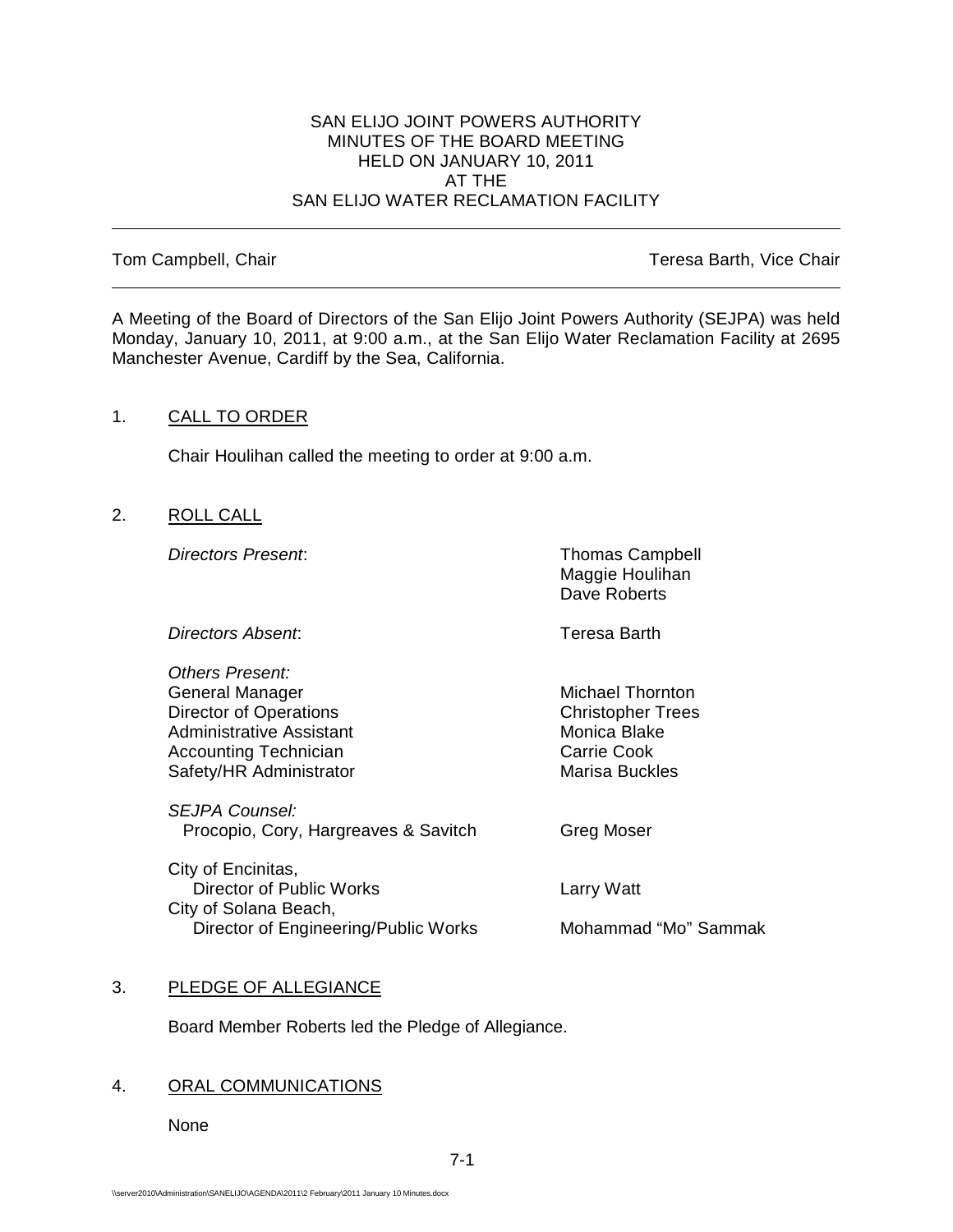SAN ELIJO JOINT POWERS AUTHORITY
MINUTES OF THE BOARD MEETING
HELD ON JANUARY 10, 2011
AT THE
SAN ELIJO WATER RECLAMATION FACILITY

---

Tom Campbell, Chair | Teresa Barth, Vice Chair

---

A Meeting of the Board of Directors of the San Elijo Joint Powers Authority (SEJPA) was held Monday, January 10, 2011, at 9:00 a.m., at the San Elijo Water Reclamation Facility at 2695 Manchester Avenue, Cardiff by the Sea, California.

1. CALL TO ORDER

   Chair Houlihan called the meeting to order at 9:00 a.m.

2. ROLL CALL

   *Directors Present*: Thomas Campbell, Maggie Houlihan, Dave Roberts

   *Directors Absent*: Teresa Barth

   *Others Present:*

   | | |
   |---|---|
   | General Manager | Michael Thornton |
   | Director of Operations | Christopher Trees |
   | Administrative Assistant | Monica Blake |
   | Accounting Technician | Carrie Cook |
   | Safety/HR Administrator | Marisa Buckles |

   *SEJPA Counsel:*
   Procopio, Cory, Hargreaves & Savitch — Greg Moser

   City of Encinitas,
   Director of Public Works — Larry Watt

   City of Solana Beach,
   Director of Engineering/Public Works — Mohammad "Mo" Sammak

3. PLEDGE OF ALLEGIANCE

   Board Member Roberts led the Pledge of Allegiance.

4. ORAL COMMUNICATIONS

   None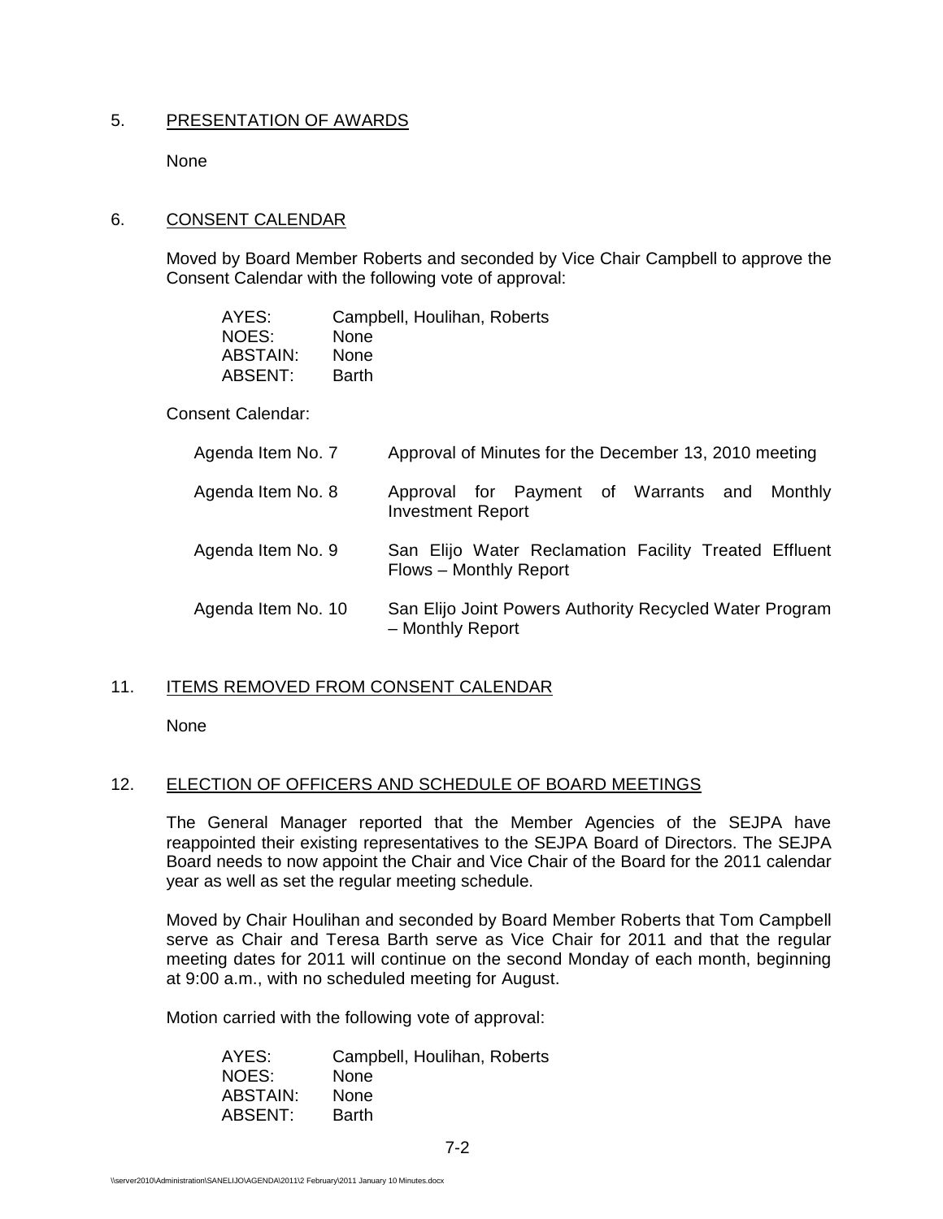## 5. PRESENTATION OF AWARDS

None

## 6. CONSENT CALENDAR

Moved by Board Member Roberts and seconded by Vice Chair Campbell to approve the Consent Calendar with the following vote of approval:

| | |
|---|---|
| AYES: | Campbell, Houlihan, Roberts |
| NOES: | None |
| ABSTAIN: | None |
| ABSENT: | Barth |

Consent Calendar:

| | |
|---|---|
| Agenda Item No. 7 | Approval of Minutes for the December 13, 2010 meeting |
| Agenda Item No. 8 | Approval for Payment of Warrants and Monthly Investment Report |
| Agenda Item No. 9 | San Elijo Water Reclamation Facility Treated Effluent Flows – Monthly Report |
| Agenda Item No. 10 | San Elijo Joint Powers Authority Recycled Water Program – Monthly Report |

## 11. ITEMS REMOVED FROM CONSENT CALENDAR

None

## 12. ELECTION OF OFFICERS AND SCHEDULE OF BOARD MEETINGS

The General Manager reported that the Member Agencies of the SEJPA have reappointed their existing representatives to the SEJPA Board of Directors. The SEJPA Board needs to now appoint the Chair and Vice Chair of the Board for the 2011 calendar year as well as set the regular meeting schedule.

Moved by Chair Houlihan and seconded by Board Member Roberts that Tom Campbell serve as Chair and Teresa Barth serve as Vice Chair for 2011 and that the regular meeting dates for 2011 will continue on the second Monday of each month, beginning at 9:00 a.m., with no scheduled meeting for August.

Motion carried with the following vote of approval:

| | |
|---|---|
| AYES: | Campbell, Houlihan, Roberts |
| NOES: | None |
| ABSTAIN: | None |
| ABSENT: | Barth |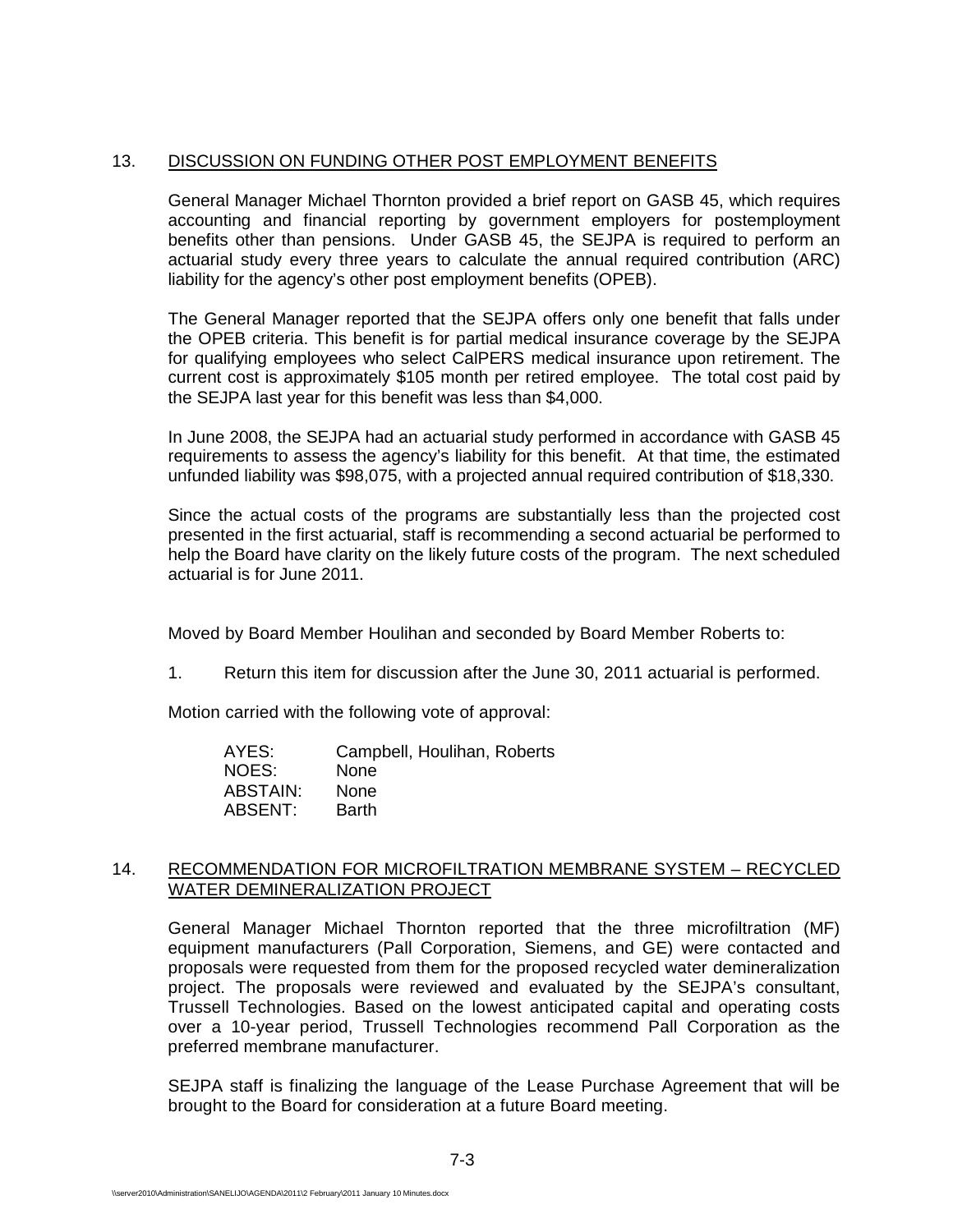## 13. DISCUSSION ON FUNDING OTHER POST EMPLOYMENT BENEFITS

General Manager Michael Thornton provided a brief report on GASB 45, which requires accounting and financial reporting by government employers for postemployment benefits other than pensions. Under GASB 45, the SEJPA is required to perform an actuarial study every three years to calculate the annual required contribution (ARC) liability for the agency's other post employment benefits (OPEB).

The General Manager reported that the SEJPA offers only one benefit that falls under the OPEB criteria. This benefit is for partial medical insurance coverage by the SEJPA for qualifying employees who select CalPERS medical insurance upon retirement. The current cost is approximately $105 month per retired employee. The total cost paid by the SEJPA last year for this benefit was less than $4,000.

In June 2008, the SEJPA had an actuarial study performed in accordance with GASB 45 requirements to assess the agency's liability for this benefit. At that time, the estimated unfunded liability was $98,075, with a projected annual required contribution of $18,330.

Since the actual costs of the programs are substantially less than the projected cost presented in the first actuarial, staff is recommending a second actuarial be performed to help the Board have clarity on the likely future costs of the program. The next scheduled actuarial is for June 2011.

Moved by Board Member Houlihan and seconded by Board Member Roberts to:

1. Return this item for discussion after the June 30, 2011 actuarial is performed.

Motion carried with the following vote of approval:

| | |
|---|---|
| AYES: | Campbell, Houlihan, Roberts |
| NOES: | None |
| ABSTAIN: | None |
| ABSENT: | Barth |

## 14. RECOMMENDATION FOR MICROFILTRATION MEMBRANE SYSTEM – RECYCLED WATER DEMINERALIZATION PROJECT

General Manager Michael Thornton reported that the three microfiltration (MF) equipment manufacturers (Pall Corporation, Siemens, and GE) were contacted and proposals were requested from them for the proposed recycled water demineralization project. The proposals were reviewed and evaluated by the SEJPA's consultant, Trussell Technologies. Based on the lowest anticipated capital and operating costs over a 10-year period, Trussell Technologies recommend Pall Corporation as the preferred membrane manufacturer.

SEJPA staff is finalizing the language of the Lease Purchase Agreement that will be brought to the Board for consideration at a future Board meeting.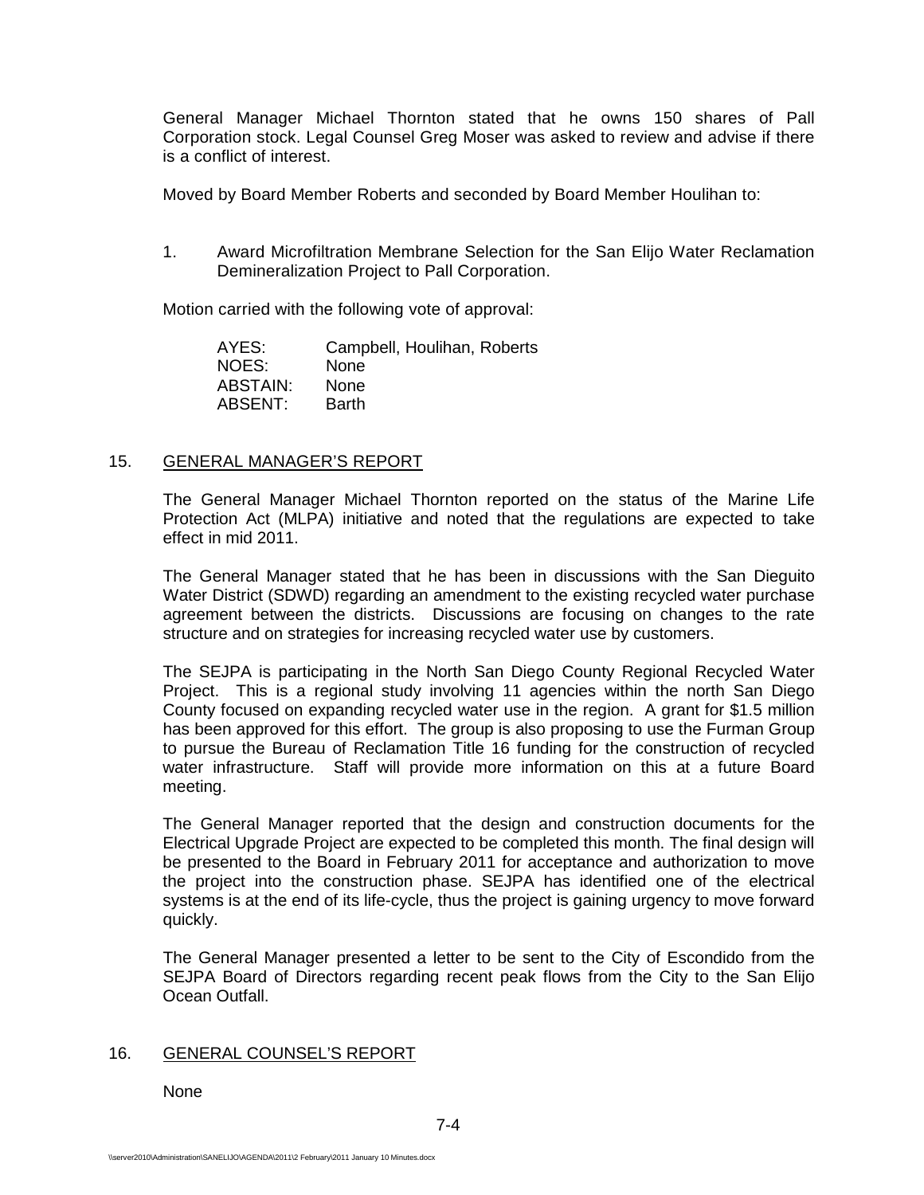General Manager Michael Thornton stated that he owns 150 shares of Pall Corporation stock. Legal Counsel Greg Moser was asked to review and advise if there is a conflict of interest.

Moved by Board Member Roberts and seconded by Board Member Houlihan to:

1. Award Microfiltration Membrane Selection for the San Elijo Water Reclamation Demineralization Project to Pall Corporation.

Motion carried with the following vote of approval:

| | |
|---|---|
| AYES: | Campbell, Houlihan, Roberts |
| NOES: | None |
| ABSTAIN: | None |
| ABSENT: | Barth |

## 15. GENERAL MANAGER'S REPORT

The General Manager Michael Thornton reported on the status of the Marine Life Protection Act (MLPA) initiative and noted that the regulations are expected to take effect in mid 2011.

The General Manager stated that he has been in discussions with the San Dieguito Water District (SDWD) regarding an amendment to the existing recycled water purchase agreement between the districts. Discussions are focusing on changes to the rate structure and on strategies for increasing recycled water use by customers.

The SEJPA is participating in the North San Diego County Regional Recycled Water Project. This is a regional study involving 11 agencies within the north San Diego County focused on expanding recycled water use in the region. A grant for $1.5 million has been approved for this effort. The group is also proposing to use the Furman Group to pursue the Bureau of Reclamation Title 16 funding for the construction of recycled water infrastructure. Staff will provide more information on this at a future Board meeting.

The General Manager reported that the design and construction documents for the Electrical Upgrade Project are expected to be completed this month. The final design will be presented to the Board in February 2011 for acceptance and authorization to move the project into the construction phase. SEJPA has identified one of the electrical systems is at the end of its life-cycle, thus the project is gaining urgency to move forward quickly.

The General Manager presented a letter to be sent to the City of Escondido from the SEJPA Board of Directors regarding recent peak flows from the City to the San Elijo Ocean Outfall.

## 16. GENERAL COUNSEL'S REPORT

None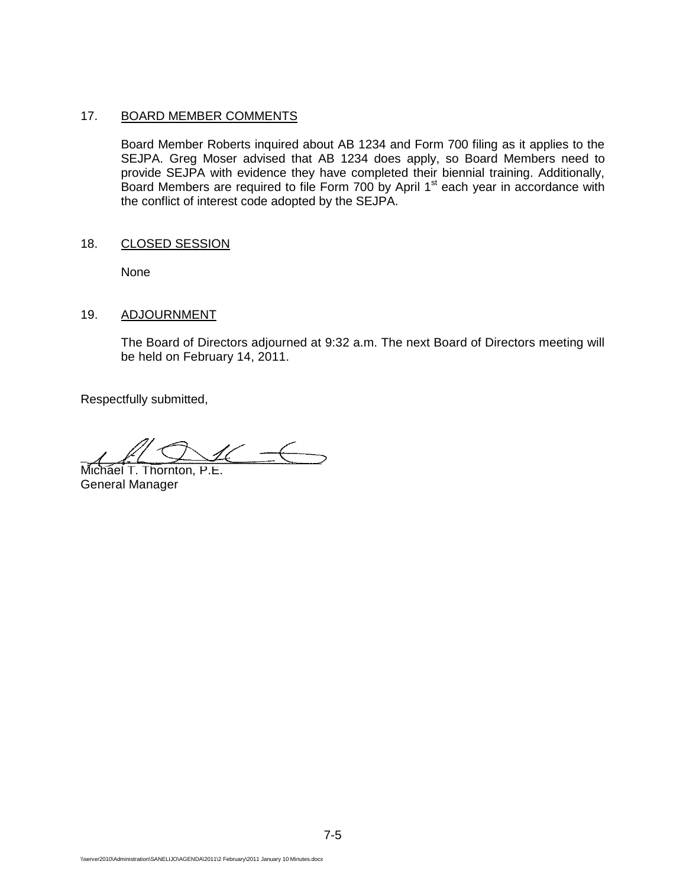17. BOARD MEMBER COMMENTS

Board Member Roberts inquired about AB 1234 and Form 700 filing as it applies to the SEJPA. Greg Moser advised that AB 1234 does apply, so Board Members need to provide SEJPA with evidence they have completed their biennial training. Additionally, Board Members are required to file Form 700 by April 1st each year in accordance with the conflict of interest code adopted by the SEJPA.

18. CLOSED SESSION

None

19. ADJOURNMENT

The Board of Directors adjourned at 9:32 a.m. The next Board of Directors meeting will be held on February 14, 2011.

Respectfully submitted,

Michael T. Thornton, P.E.
General Manager

\\server2010\Administration\SANELIJO\AGENDA\2011\2 February\2011 January 10 Minutes.docx